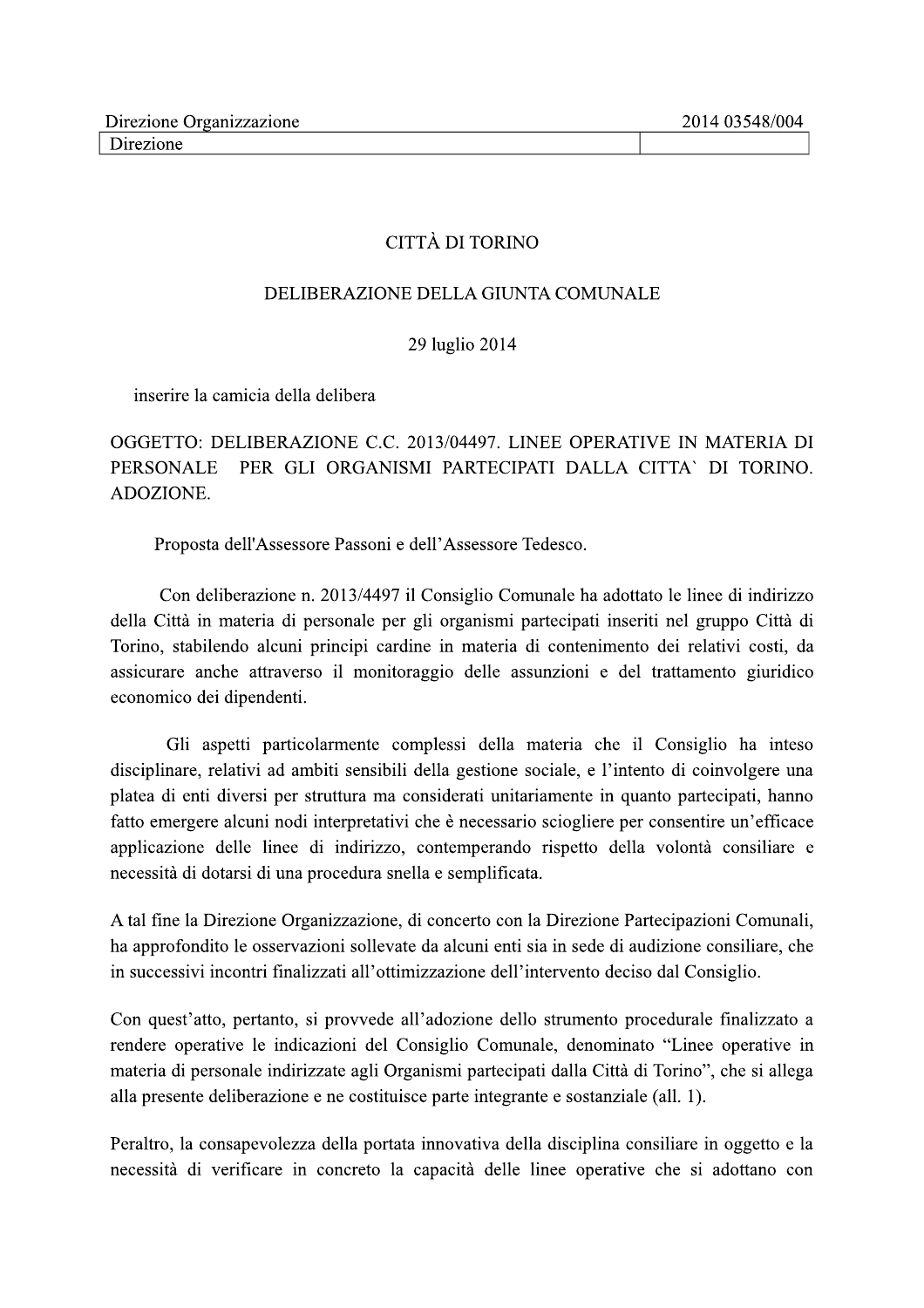| Direzione Organizzazione | 2014 03548/004 |
| --- | --- |
| Direzione | |

CITTÀ DI TORINO

DELIBERAZIONE DELLA GIUNTA COMUNALE

29 luglio 2014

inserire la camicia della delibera

OGGETTO: DELIBERAZIONE C.C. 2013/04497. LINEE OPERATIVE IN MATERIA DI PERSONALE PER GLI ORGANISMI PARTECIPATI DALLA CITTA` DI TORINO. ADOZIONE.

Proposta dell'Assessore Passoni e dell'Assessore Tedesco.

Con deliberazione n. 2013/4497 il Consiglio Comunale ha adottato le linee di indirizzo della Città in materia di personale per gli organismi partecipati inseriti nel gruppo Città di Torino, stabilendo alcuni principi cardine in materia di contenimento dei relativi costi, da assicurare anche attraverso il monitoraggio delle assunzioni e del trattamento giuridico economico dei dipendenti.

Gli aspetti particolarmente complessi della materia che il Consiglio ha inteso disciplinare, relativi ad ambiti sensibili della gestione sociale, e l'intento di coinvolgere una platea di enti diversi per struttura ma considerati unitariamente in quanto partecipati, hanno fatto emergere alcuni nodi interpretativi che è necessario sciogliere per consentire un'efficace applicazione delle linee di indirizzo, contemperando rispetto della volontà consiliare e necessità di dotarsi di una procedura snella e semplificata.

A tal fine la Direzione Organizzazione, di concerto con la Direzione Partecipazioni Comunali, ha approfondito le osservazioni sollevate da alcuni enti sia in sede di audizione consiliare, che in successivi incontri finalizzati all'ottimizzazione dell'intervento deciso dal Consiglio.

Con quest'atto, pertanto, si provvede all'adozione dello strumento procedurale finalizzato a rendere operative le indicazioni del Consiglio Comunale, denominato "Linee operative in materia di personale indirizzate agli Organismi partecipati dalla Città di Torino", che si allega alla presente deliberazione e ne costituisce parte integrante e sostanziale (all. 1).

Peraltro, la consapevolezza della portata innovativa della disciplina consiliare in oggetto e la necessità di verificare in concreto la capacità delle linee operative che si adottano con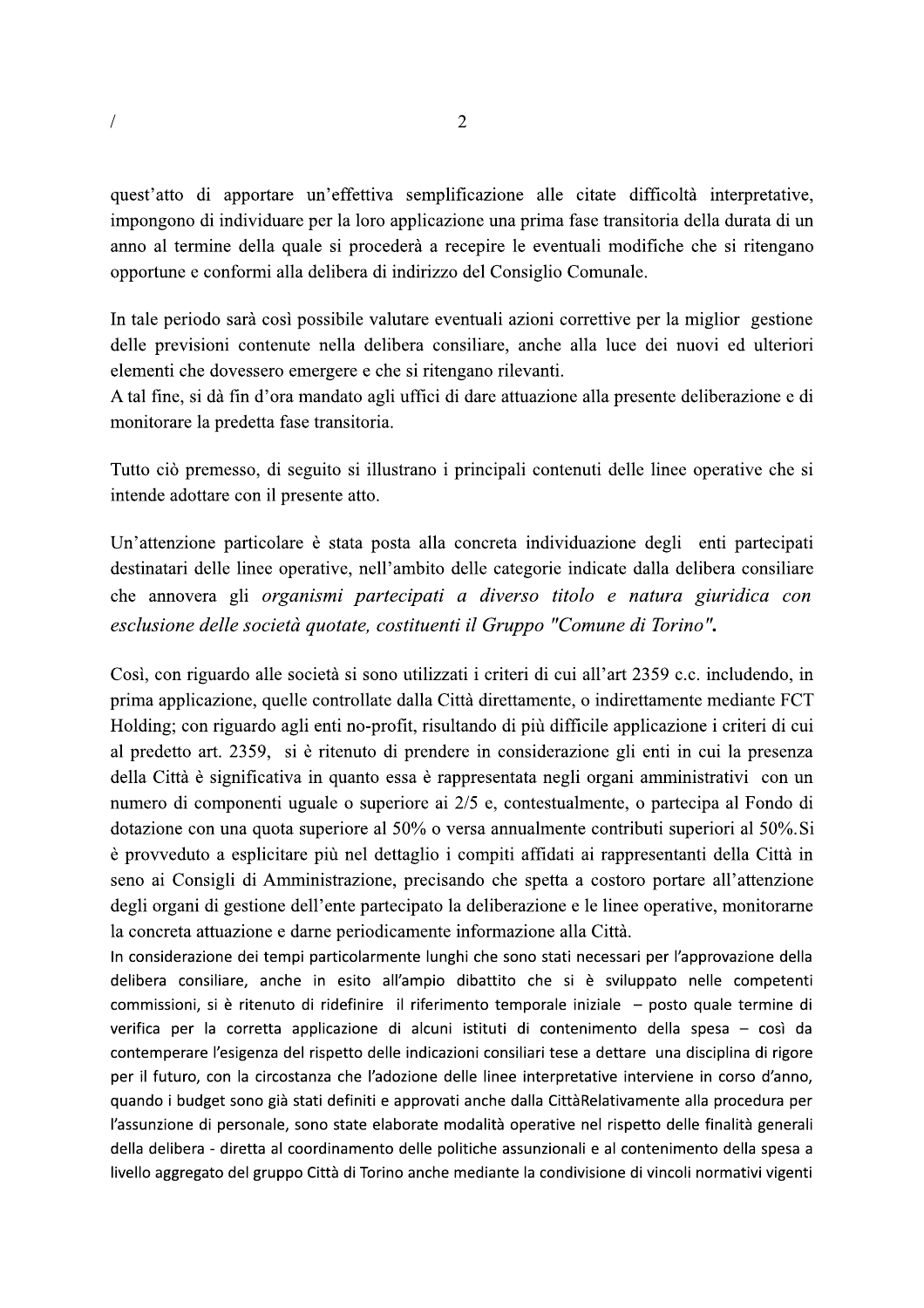quest'atto di apportare un'effettiva semplificazione alle citate difficoltà interpretative, impongono di individuare per la loro applicazione una prima fase transitoria della durata di un anno al termine della quale si procederà a recepire le eventuali modifiche che si ritengano opportune e conformi alla delibera di indirizzo del Consiglio Comunale.

In tale periodo sarà così possibile valutare eventuali azioni correttive per la miglior gestione delle previsioni contenute nella delibera consiliare, anche alla luce dei nuovi ed ulteriori elementi che dovessero emergere e che si ritengano rilevanti.
A tal fine, si dà fin d'ora mandato agli uffici di dare attuazione alla presente deliberazione e di monitorare la predetta fase transitoria.

Tutto ciò premesso, di seguito si illustrano i principali contenuti delle linee operative che si intende adottare con il presente atto.

Un'attenzione particolare è stata posta alla concreta individuazione degli enti partecipati destinatari delle linee operative, nell'ambito delle categorie indicate dalla delibera consiliare che annovera gli *organismi partecipati a diverso titolo e natura giuridica con esclusione delle società quotate, costituenti il Gruppo "Comune di Torino"*.

Così, con riguardo alle società si sono utilizzati i criteri di cui all'art 2359 c.c. includendo, in prima applicazione, quelle controllate dalla Città direttamente, o indirettamente mediante FCT Holding; con riguardo agli enti no-profit, risultando di più difficile applicazione i criteri di cui al predetto art. 2359, si è ritenuto di prendere in considerazione gli enti in cui la presenza della Città è significativa in quanto essa è rappresentata negli organi amministrativi con un numero di componenti uguale o superiore ai 2/5 e, contestualmente, o partecipa al Fondo di dotazione con una quota superiore al 50% o versa annualmente contributi superiori al 50%. Si è provveduto a esplicitare più nel dettaglio i compiti affidati ai rappresentanti della Città in seno ai Consigli di Amministrazione, precisando che spetta a costoro portare all'attenzione degli organi di gestione dell'ente partecipato la deliberazione e le linee operative, monitorarne la concreta attuazione e darne periodicamente informazione alla Città.
In considerazione dei tempi particolarmente lunghi che sono stati necessari per l'approvazione della delibera consiliare, anche in esito all'ampio dibattito che si è sviluppato nelle competenti commissioni, si è ritenuto di ridefinire il riferimento temporale iniziale – posto quale termine di verifica per la corretta applicazione di alcuni istituti di contenimento della spesa – così da contemperare l'esigenza del rispetto delle indicazioni consiliari tese a dettare una disciplina di rigore per il futuro, con la circostanza che l'adozione delle linee interpretative interviene in corso d'anno, quando i budget sono già stati definiti e approvati anche dalla CittàRelativamente alla procedura per l'assunzione di personale, sono state elaborate modalità operative nel rispetto delle finalità generali della delibera - diretta al coordinamento delle politiche assunzionali e al contenimento della spesa a livello aggregato del gruppo Città di Torino anche mediante la condivisione di vincoli normativi vigenti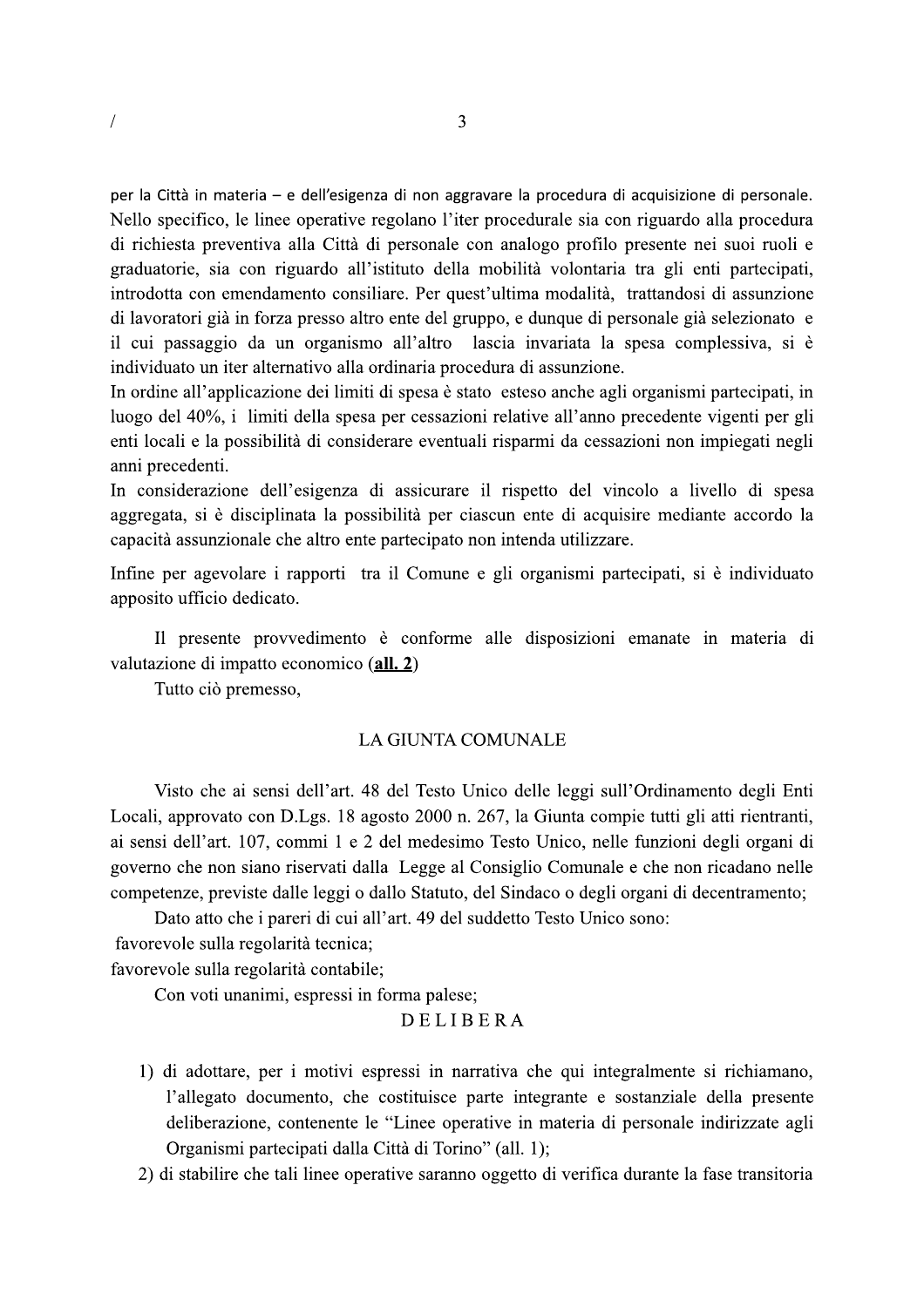per la Città in materia – e dell'esigenza di non aggravare la procedura di acquisizione di personale. Nello specifico, le linee operative regolano l'iter procedurale sia con riguardo alla procedura di richiesta preventiva alla Città di personale con analogo profilo presente nei suoi ruoli e graduatorie, sia con riguardo all'istituto della mobilità volontaria tra gli enti partecipati, introdotta con emendamento consiliare. Per quest'ultima modalità, trattandosi di assunzione di lavoratori già in forza presso altro ente del gruppo, e dunque di personale già selezionato e il cui passaggio da un organismo all'altro lascia invariata la spesa complessiva, si è individuato un iter alternativo alla ordinaria procedura di assunzione.

In ordine all'applicazione dei limiti di spesa è stato esteso anche agli organismi partecipati, in luogo del 40%, i limiti della spesa per cessazioni relative all'anno precedente vigenti per gli enti locali e la possibilità di considerare eventuali risparmi da cessazioni non impiegati negli anni precedenti.

In considerazione dell'esigenza di assicurare il rispetto del vincolo a livello di spesa aggregata, si è disciplinata la possibilità per ciascun ente di acquisire mediante accordo la capacità assunzionale che altro ente partecipato non intenda utilizzare.

Infine per agevolare i rapporti tra il Comune e gli organismi partecipati, si è individuato apposito ufficio dedicato.

Il presente provvedimento è conforme alle disposizioni emanate in materia di valutazione di impatto economico (**all. 2**)

Tutto ciò premesso,

LA GIUNTA COMUNALE

Visto che ai sensi dell'art. 48 del Testo Unico delle leggi sull'Ordinamento degli Enti Locali, approvato con D.Lgs. 18 agosto 2000 n. 267, la Giunta compie tutti gli atti rientranti, ai sensi dell'art. 107, commi 1 e 2 del medesimo Testo Unico, nelle funzioni degli organi di governo che non siano riservati dalla Legge al Consiglio Comunale e che non ricadano nelle competenze, previste dalle leggi o dallo Statuto, del Sindaco o degli organi di decentramento;

Dato atto che i pareri di cui all'art. 49 del suddetto Testo Unico sono:

favorevole sulla regolarità tecnica;

favorevole sulla regolarità contabile;

Con voti unanimi, espressi in forma palese;

D E L I B E R A

1) di adottare, per i motivi espressi in narrativa che qui integralmente si richiamano, l'allegato documento, che costituisce parte integrante e sostanziale della presente deliberazione, contenente le "Linee operative in materia di personale indirizzate agli Organismi partecipati dalla Città di Torino" (all. 1);
2) di stabilire che tali linee operative saranno oggetto di verifica durante la fase transitoria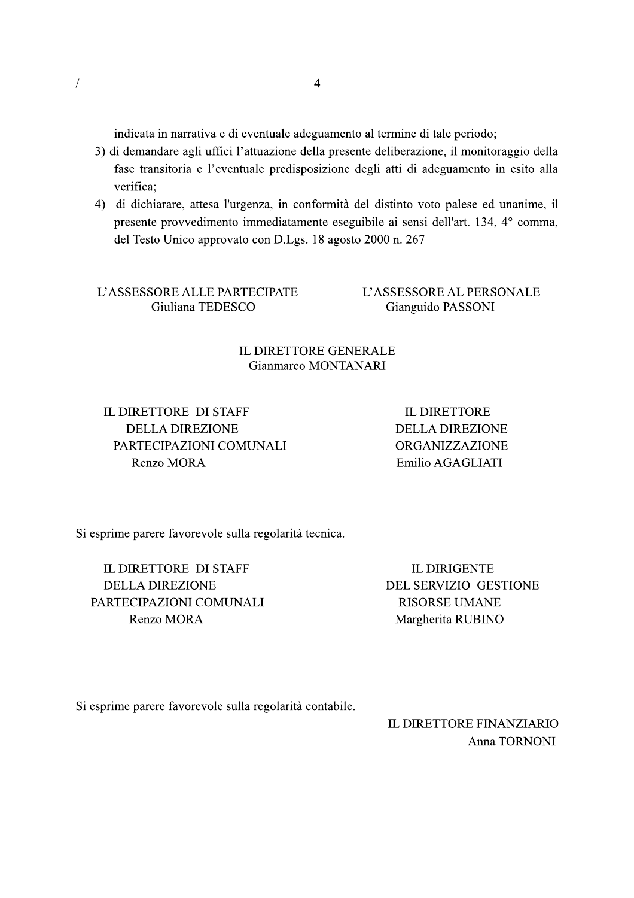indicata in narrativa e di eventuale adeguamento al termine di tale periodo;

3) di demandare agli uffici l'attuazione della presente deliberazione, il monitoraggio della fase transitoria e l'eventuale predisposizione degli atti di adeguamento in esito alla verifica;

4) di dichiarare, attesa l'urgenza, in conformità del distinto voto palese ed unanime, il presente provvedimento immediatamente eseguibile ai sensi dell'art. 134, 4° comma, del Testo Unico approvato con D.Lgs. 18 agosto 2000 n. 267

L'ASSESSORE ALLE PARTECIPATE
Giuliana TEDESCO

L'ASSESSORE AL PERSONALE
Gianguido PASSONI

IL DIRETTORE GENERALE
Gianmarco MONTANARI

IL DIRETTORE DI STAFF
DELLA DIREZIONE
PARTECIPAZIONI COMUNALI
Renzo MORA

IL DIRETTORE
DELLA DIREZIONE
ORGANIZZAZIONE
Emilio AGAGLIATI

Si esprime parere favorevole sulla regolarità tecnica.

IL DIRETTORE DI STAFF
DELLA DIREZIONE
PARTECIPAZIONI COMUNALI
Renzo MORA

IL DIRIGENTE
DEL SERVIZIO GESTIONE
RISORSE UMANE
Margherita RUBINO

Si esprime parere favorevole sulla regolarità contabile.

IL DIRETTORE FINANZIARIO
Anna TORNONI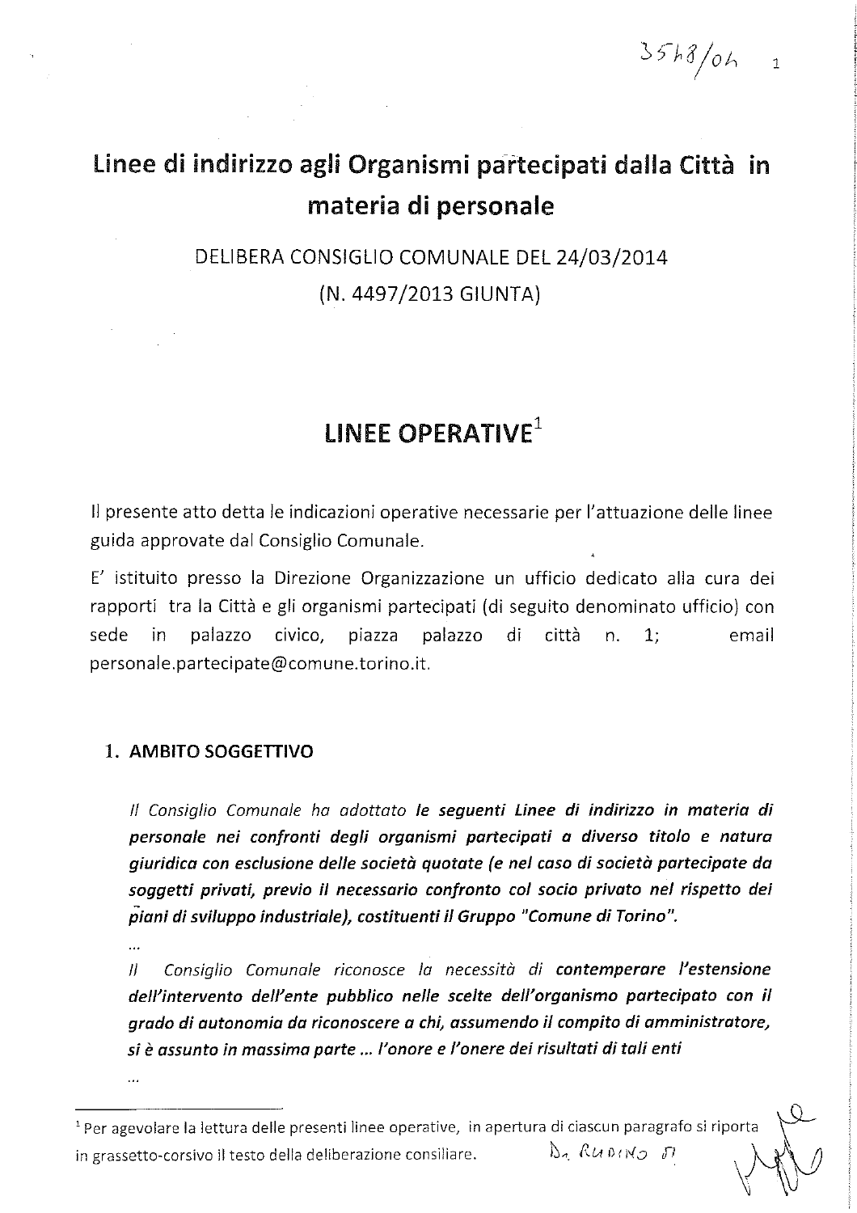# Linee di indirizzo agli Organismi partecipati dalla Città in materia di personale

DELIBERA CONSIGLIO COMUNALE DEL 24/03/2014

(N. 4497/2013 GIUNTA)

## LINEE OPERATIVE[1]

Il presente atto detta le indicazioni operative necessarie per l'attuazione delle linee guida approvate dal Consiglio Comunale.

E' istituito presso la Direzione Organizzazione un ufficio dedicato alla cura dei rapporti tra la Città e gli organismi partecipati (di seguito denominato ufficio) con sede in palazzo civico, piazza palazzo di città n. 1; email personale.partecipate@comune.torino.it.

### 1. AMBITO SOGGETTIVO

*Il Consiglio Comunale ha adottato **le seguenti Linee di indirizzo in materia di personale nei confronti degli organismi partecipati a diverso titolo e natura giuridica con esclusione delle società quotate (e nel caso di società partecipate da soggetti privati, previo il necessario confronto col socio privato nel rispetto dei piani di sviluppo industriale), costituenti il Gruppo "Comune di Torino".***

...

*Il Consiglio Comunale riconosce la necessità di **contemperare l'estensione dell'intervento dell'ente pubblico nelle scelte dell'organismo partecipato con il grado di autonomia da riconoscere a chi, assumendo il compito di amministratore, si è assunto in massima parte ... l'onore e l'onere dei risultati di tali enti***

...

[1] Per agevolare la lettura delle presenti linee operative, in apertura di ciascun paragrafo si riporta in grassetto-corsivo il testo della deliberazione consiliare.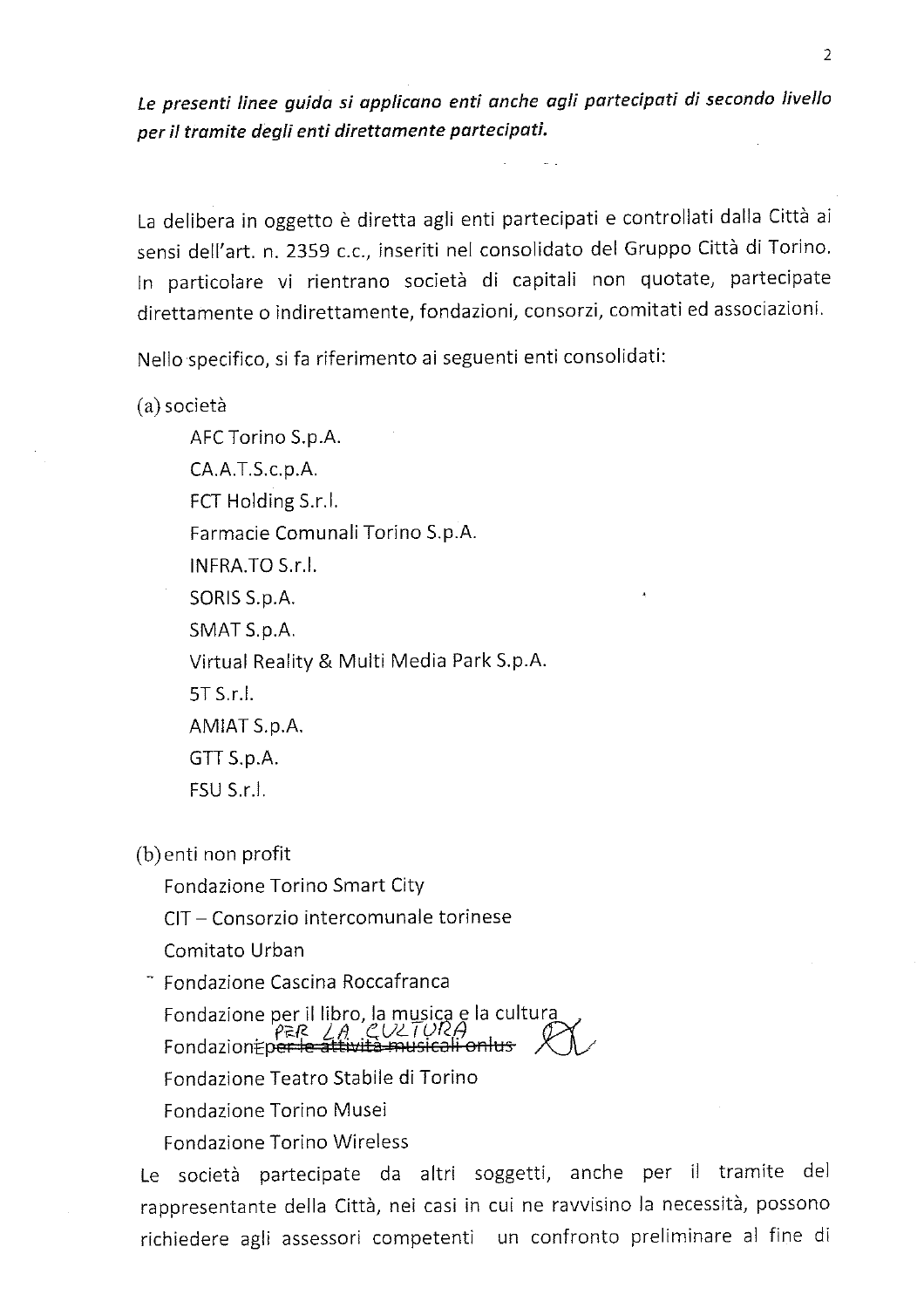*Le presenti linee guida si applicano enti anche agli partecipati di secondo livello per il tramite degli enti direttamente partecipati.*

La delibera in oggetto è diretta agli enti partecipati e controllati dalla Città ai sensi dell'art. n. 2359 c.c., inseriti nel consolidato del Gruppo Città di Torino. In particolare vi rientrano società di capitali non quotate, partecipate direttamente o indirettamente, fondazioni, consorzi, comitati ed associazioni.

Nello specifico, si fa riferimento ai seguenti enti consolidati:

(a) società

- AFC Torino S.p.A.
- CA.A.T.S.c.p.A.
- FCT Holding S.r.l.
- Farmacie Comunali Torino S.p.A.
- INFRA.TO S.r.l.
- SORIS S.p.A.
- SMAT S.p.A.
- Virtual Reality & Multi Media Park S.p.A.
- 5T S.r.l.
- AMIAT S.p.A.
- GTT S.p.A.
- FSU S.r.l.

(b) enti non profit

- Fondazione Torino Smart City
- CIT – Consorzio intercomunale torinese
- Comitato Urban
- Fondazione Cascina Roccafranca
- Fondazione per il libro, la musica e la cultura
- Fondazione ~~per le attività musicali onlus~~ PER LA CULTURA
- Fondazione Teatro Stabile di Torino
- Fondazione Torino Musei
- Fondazione Torino Wireless

Le società partecipate da altri soggetti, anche per il tramite del rappresentante della Città, nei casi in cui ne ravvisino la necessità, possono richiedere agli assessori competenti un confronto preliminare al fine di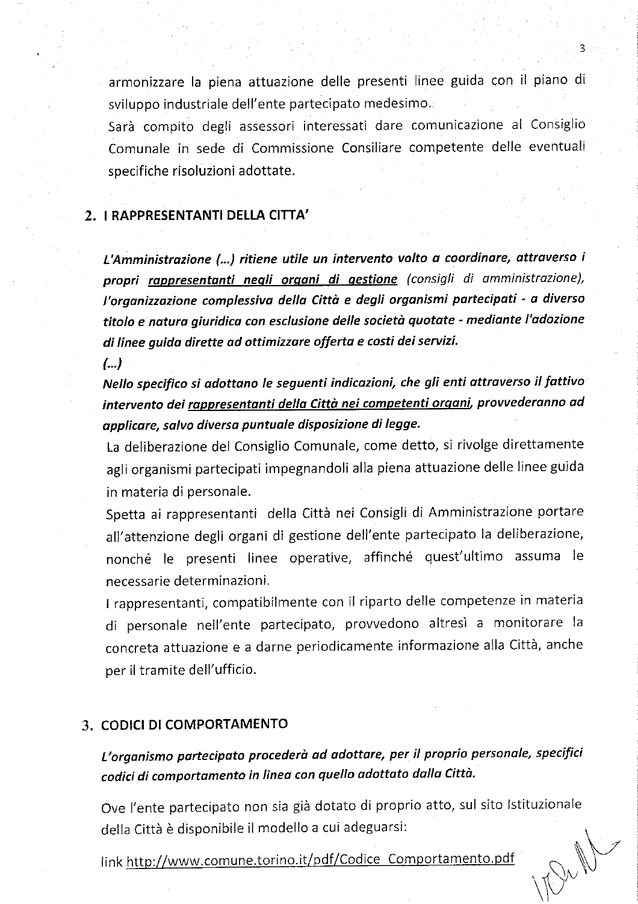armonizzare la piena attuazione delle presenti linee guida con il piano di sviluppo industriale dell'ente partecipato medesimo.

Sarà compito degli assessori interessati dare comunicazione al Consiglio Comunale in sede di Commissione Consiliare competente delle eventuali specifiche risoluzioni adottate.

## 2. I RAPPRESENTANTI DELLA CITTA'

***L'Amministrazione (...) ritiene utile un intervento volto a coordinare, attraverso i propri <u>rappresentanti negli organi di gestione</u>** (consigli di amministrazione), **l'organizzazione complessiva della Città e degli organismi partecipati - a diverso titolo e natura giuridica con esclusione delle società quotate - mediante l'adozione di linee guida dirette ad ottimizzare offerta e costi dei servizi.***

***(...)***

***Nello specifico si adottano le seguenti indicazioni, che gli enti attraverso il fattivo intervento dei <u>rappresentanti della Città nei competenti organi</u>, provvederanno ad applicare, salvo diversa puntuale disposizione di legge.***

La deliberazione del Consiglio Comunale, come detto, si rivolge direttamente agli organismi partecipati impegnandoli alla piena attuazione delle linee guida in materia di personale.

Spetta ai rappresentanti della Città nei Consigli di Amministrazione portare all'attenzione degli organi di gestione dell'ente partecipato la deliberazione, nonché le presenti linee operative, affinché quest'ultimo assuma le necessarie determinazioni.

I rappresentanti, compatibilmente con il riparto delle competenze in materia di personale nell'ente partecipato, provvedono altresì a monitorare la concreta attuazione e a darne periodicamente informazione alla Città, anche per il tramite dell'ufficio.

## 3. CODICI DI COMPORTAMENTO

***L'organismo partecipato procederà ad adottare, per il proprio personale, specifici codici di comportamento in linea con quello adottato dalla Città.***

Ove l'ente partecipato non sia già dotato di proprio atto, sul sito Istituzionale della Città è disponibile il modello a cui adeguarsi:

link <u>http://www.comune.torino.it/pdf/Codice_Comportamento.pdf</u>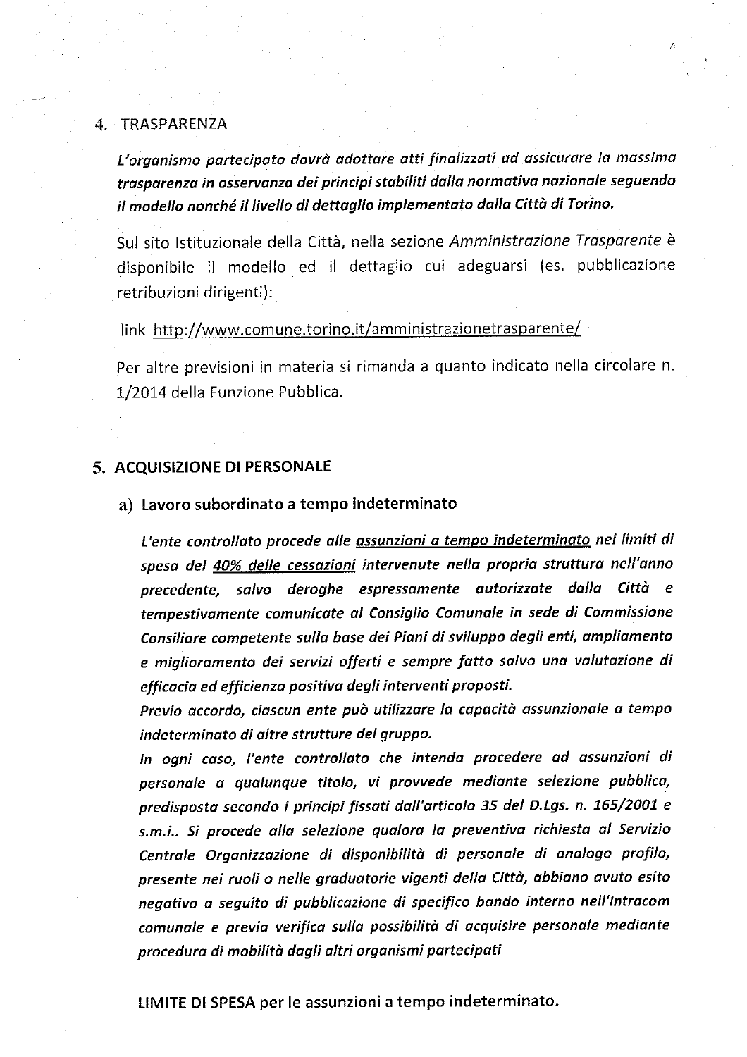## 4. TRASPARENZA

***L'organismo partecipato dovrà adottare atti finalizzati ad assicurare la massima trasparenza in osservanza dei principi stabiliti dalla normativa nazionale seguendo il modello nonché il livello di dettaglio implementato dalla Città di Torino.***

Sul sito Istituzionale della Città, nella sezione *Amministrazione Trasparente* è disponibile il modello ed il dettaglio cui adeguarsi (es. pubblicazione retribuzioni dirigenti):

link http://www.comune.torino.it/amministrazionetrasparente/

Per altre previsioni in materia si rimanda a quanto indicato nella circolare n. 1/2014 della Funzione Pubblica.

## 5. ACQUISIZIONE DI PERSONALE

### a) Lavoro subordinato a tempo indeterminato

*L'ente controllato procede alle assunzioni a tempo indeterminato nei limiti di spesa del 40% delle cessazioni intervenute nella propria struttura nell'anno precedente, salvo deroghe espressamente autorizzate dalla Città e tempestivamente comunicate al Consiglio Comunale in sede di Commissione Consiliare competente sulla base dei Piani di sviluppo degli enti, ampliamento e miglioramento dei servizi offerti e sempre fatto salvo una valutazione di efficacia ed efficienza positiva degli interventi proposti.*
*Previo accordo, ciascun ente può utilizzare la capacità assunzionale a tempo indeterminato di altre strutture del gruppo.*
*In ogni caso, l'ente controllato che intenda procedere ad assunzioni di personale a qualunque titolo, vi provvede mediante selezione pubblica, predisposta secondo i principi fissati dall'articolo 35 del D.Lgs. n. 165/2001 e s.m.i.. Si procede alla selezione qualora la preventiva richiesta al Servizio Centrale Organizzazione di disponibilità di personale di analogo profilo, presente nei ruoli o nelle graduatorie vigenti della Città, abbiano avuto esito negativo a seguito di pubblicazione di specifico bando interno nell'Intracom comunale e previa verifica sulla possibilità di acquisire personale mediante procedura di mobilità dagli altri organismi partecipati*

**LIMITE DI SPESA** per le assunzioni a tempo indeterminato.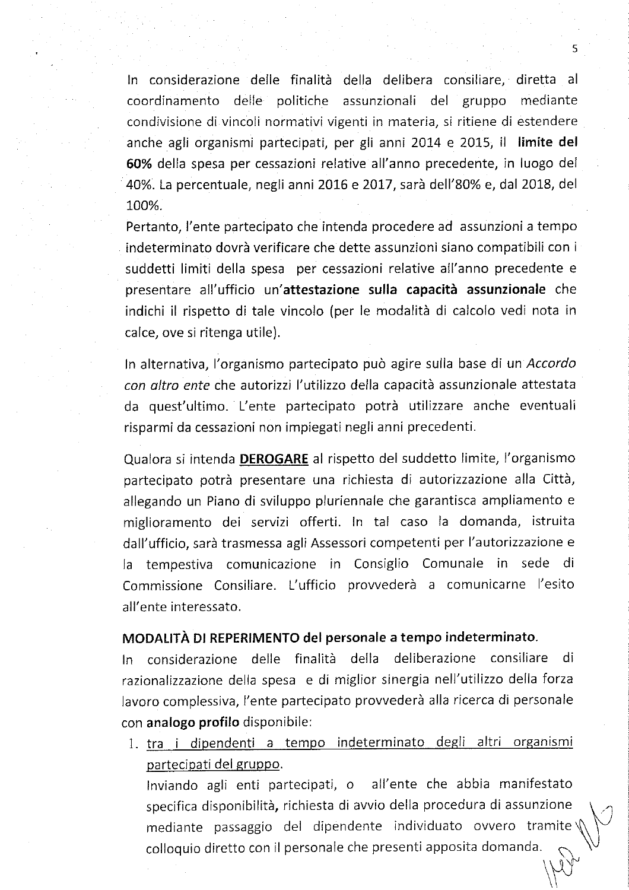In considerazione delle finalità della delibera consiliare, diretta al coordinamento delle politiche assunzionali del gruppo mediante condivisione di vincoli normativi vigenti in materia, si ritiene di estendere anche agli organismi partecipati, per gli anni 2014 e 2015, il **limite del 60%** della spesa per cessazioni relative all'anno precedente, in luogo del 40%. La percentuale, negli anni 2016 e 2017, sarà dell'80% e, dal 2018, del 100%.

Pertanto, l'ente partecipato che intenda procedere ad assunzioni a tempo indeterminato dovrà verificare che dette assunzioni siano compatibili con i suddetti limiti della spesa per cessazioni relative all'anno precedente e presentare all'ufficio un'**attestazione sulla capacità assunzionale** che indichi il rispetto di tale vincolo (per le modalità di calcolo vedi nota in calce, ove si ritenga utile).

In alternativa, l'organismo partecipato può agire sulla base di un *Accordo con altro ente* che autorizzi l'utilizzo della capacità assunzionale attestata da quest'ultimo. L'ente partecipato potrà utilizzare anche eventuali risparmi da cessazioni non impiegati negli anni precedenti.

Qualora si intenda **DEROGARE** al rispetto del suddetto limite, l'organismo partecipato potrà presentare una richiesta di autorizzazione alla Città, allegando un Piano di sviluppo pluriennale che garantisca ampliamento e miglioramento dei servizi offerti. In tal caso la domanda, istruita dall'ufficio, sarà trasmessa agli Assessori competenti per l'autorizzazione e la tempestiva comunicazione in Consiglio Comunale in sede di Commissione Consiliare. L'ufficio provvederà a comunicarne l'esito all'ente interessato.

**MODALITÀ DI REPERIMENTO del personale a tempo indeterminato.**

In considerazione delle finalità della deliberazione consiliare di razionalizzazione della spesa e di miglior sinergia nell'utilizzo della forza lavoro complessiva, l'ente partecipato provvederà alla ricerca di personale con **analogo profilo** disponibile:

1. tra i dipendenti a tempo indeterminato degli altri organismi partecipati del gruppo.

   Inviando agli enti partecipati, o all'ente che abbia manifestato specifica disponibilità, richiesta di avvio della procedura di assunzione mediante passaggio del dipendente individuato ovvero tramite colloquio diretto con il personale che presenti apposita domanda.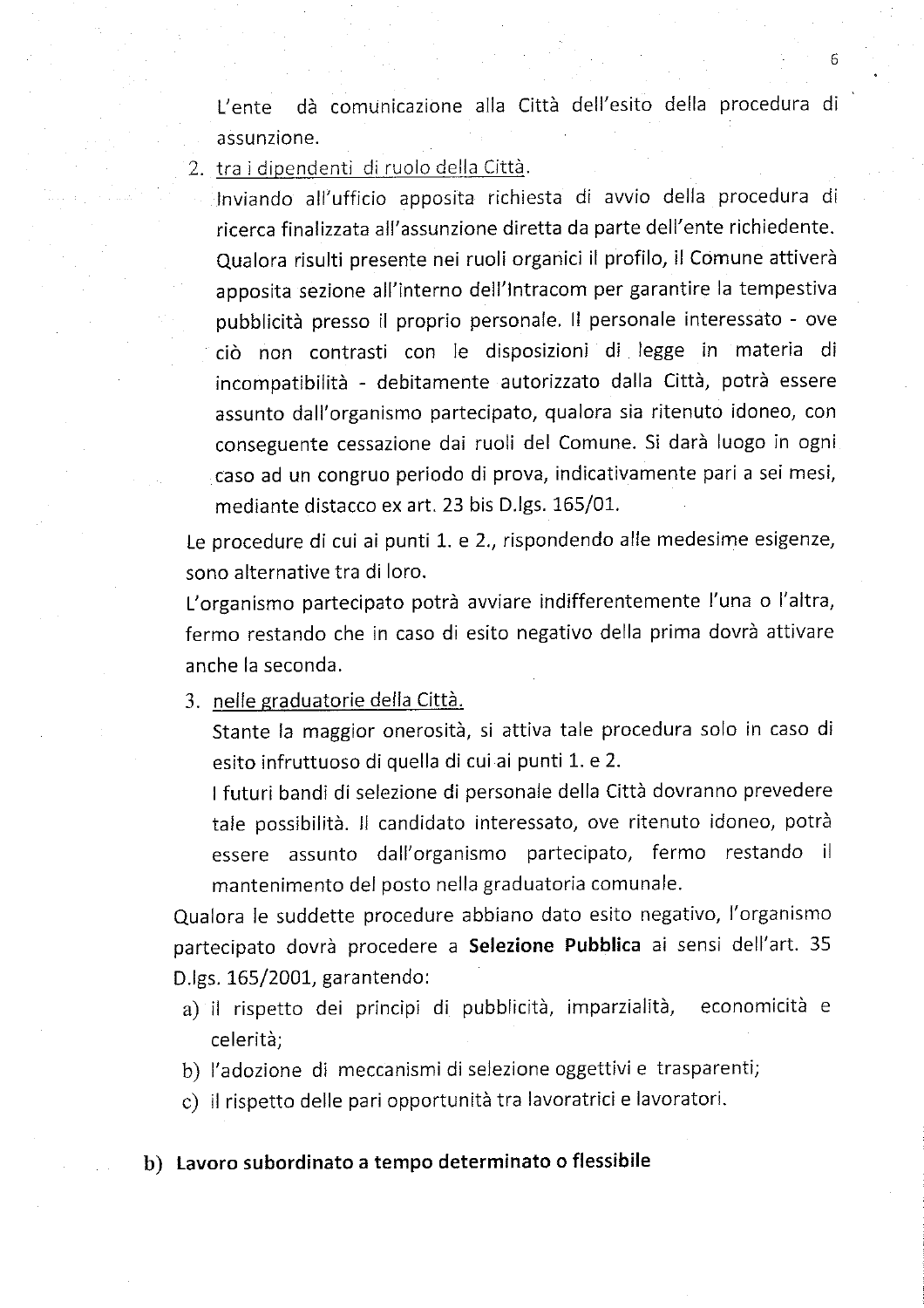L'ente dà comunicazione alla Città dell'esito della procedura di assunzione.

2. <u>tra i dipendenti di ruolo della Città</u>.

   Inviando all'ufficio apposita richiesta di avvio della procedura di ricerca finalizzata all'assunzione diretta da parte dell'ente richiedente. Qualora risulti presente nei ruoli organici il profilo, il Comune attiverà apposita sezione all'interno dell'Intracom per garantire la tempestiva pubblicità presso il proprio personale. Il personale interessato - ove ciò non contrasti con le disposizioni di legge in materia di incompatibilità - debitamente autorizzato dalla Città, potrà essere assunto dall'organismo partecipato, qualora sia ritenuto idoneo, con conseguente cessazione dai ruoli del Comune. Si darà luogo in ogni caso ad un congruo periodo di prova, indicativamente pari a sei mesi, mediante distacco ex art. 23 bis D.lgs. 165/01.

Le procedure di cui ai punti 1. e 2., rispondendo alle medesime esigenze, sono alternative tra di loro.

L'organismo partecipato potrà avviare indifferentemente l'una o l'altra, fermo restando che in caso di esito negativo della prima dovrà attivare anche la seconda.

3. <u>nelle graduatorie della Città</u>.

   Stante la maggior onerosità, si attiva tale procedura solo in caso di esito infruttuoso di quella di cui ai punti 1. e 2.

   I futuri bandi di selezione di personale della Città dovranno prevedere tale possibilità. Il candidato interessato, ove ritenuto idoneo, potrà essere assunto dall'organismo partecipato, fermo restando il mantenimento del posto nella graduatoria comunale.

Qualora le suddette procedure abbiano dato esito negativo, l'organismo partecipato dovrà procedere a **Selezione Pubblica** ai sensi dell'art. 35 D.lgs. 165/2001, garantendo:

a) il rispetto dei principi di pubblicità, imparzialità, economicità e celerità;
b) l'adozione di meccanismi di selezione oggettivi e trasparenti;
c) il rispetto delle pari opportunità tra lavoratrici e lavoratori.

**b) Lavoro subordinato a tempo determinato o flessibile**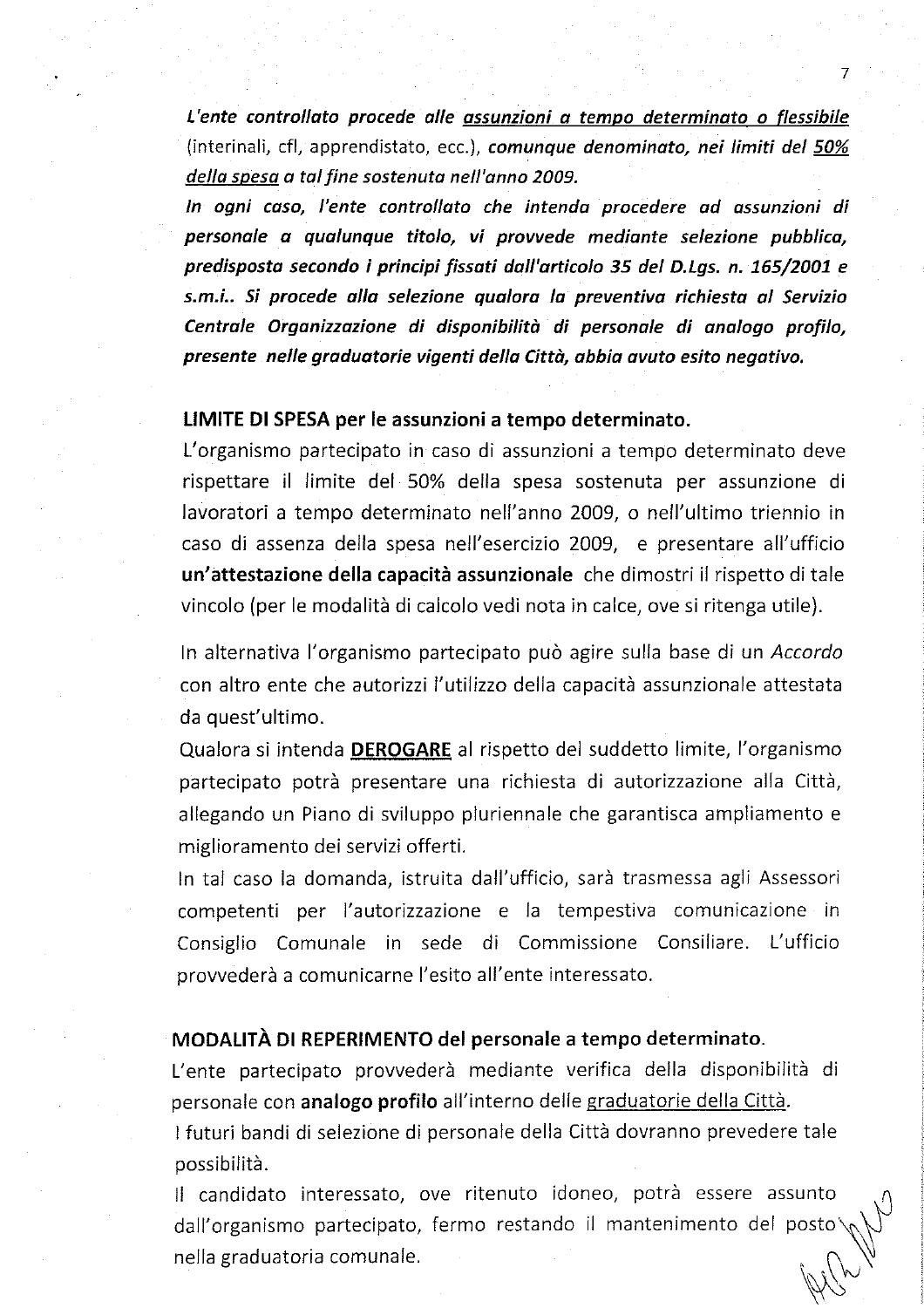***L'ente controllato procede alle <u>assunzioni a tempo determinato o flessibile</u>*** (interinali, cfl, apprendistato, ecc.), ***comunque denominato, nei limiti del <u>50% della spesa</u> a tal fine sostenuta nell'anno 2009.***

***In ogni caso, l'ente controllato che intenda procedere ad assunzioni di personale a qualunque titolo, vi provvede mediante selezione pubblica, predisposta secondo i principi fissati dall'articolo 35 del D.Lgs. n. 165/2001 e s.m.i.. Si procede alla selezione qualora la preventiva richiesta al Servizio Centrale Organizzazione di disponibilità di personale di analogo profilo, presente nelle graduatorie vigenti della Città, abbia avuto esito negativo.***

**LIMITE DI SPESA per le assunzioni a tempo determinato.**

L'organismo partecipato in caso di assunzioni a tempo determinato deve rispettare il limite del 50% della spesa sostenuta per assunzione di lavoratori a tempo determinato nell'anno 2009, o nell'ultimo triennio in caso di assenza della spesa nell'esercizio 2009, e presentare all'ufficio **un'attestazione della capacità assunzionale** che dimostri il rispetto di tale vincolo (per le modalità di calcolo vedi nota in calce, ove si ritenga utile).

In alternativa l'organismo partecipato può agire sulla base di un *Accordo* con altro ente che autorizzi l'utilizzo della capacità assunzionale attestata da quest'ultimo.

Qualora si intenda **<u>DEROGARE</u>** al rispetto del suddetto limite, l'organismo partecipato potrà presentare una richiesta di autorizzazione alla Città, allegando un Piano di sviluppo pluriennale che garantisca ampliamento e miglioramento dei servizi offerti.

In tal caso la domanda, istruita dall'ufficio, sarà trasmessa agli Assessori competenti per l'autorizzazione e la tempestiva comunicazione in Consiglio Comunale in sede di Commissione Consiliare. L'ufficio provvederà a comunicarne l'esito all'ente interessato.

**MODALITÀ DI REPERIMENTO del personale a tempo determinato.**

L'ente partecipato provvederà mediante verifica della disponibilità di personale con **analogo profilo** all'interno delle <u>graduatorie della Città</u>.

I futuri bandi di selezione di personale della Città dovranno prevedere tale possibilità.

Il candidato interessato, ove ritenuto idoneo, potrà essere assunto dall'organismo partecipato, fermo restando il mantenimento del posto nella graduatoria comunale.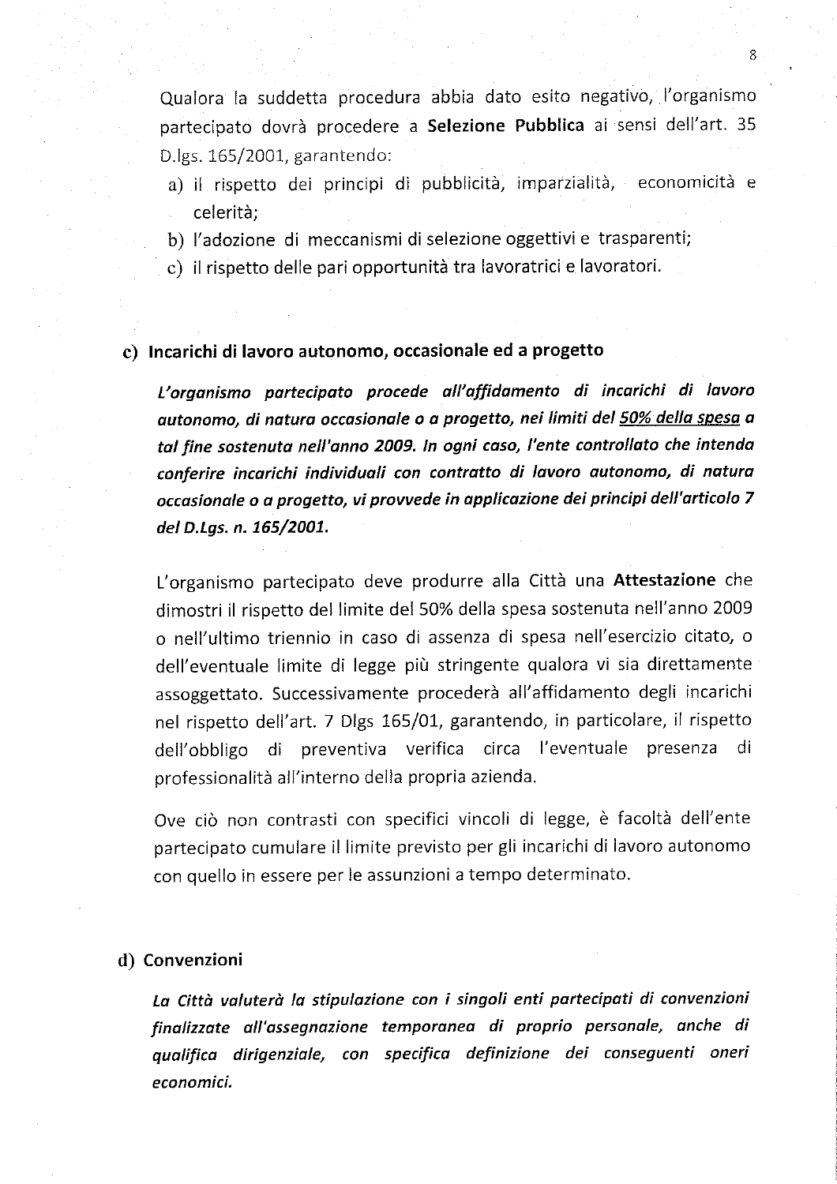Qualora la suddetta procedura abbia dato esito negativo, l'organismo partecipato dovrà procedere a **Selezione Pubblica** ai sensi dell'art. 35 D.lgs. 165/2001, garantendo:

a) il rispetto dei principi di pubblicità, imparzialità, economicità e celerità;
b) l'adozione di meccanismi di selezione oggettivi e trasparenti;
c) il rispetto delle pari opportunità tra lavoratrici e lavoratori.

### c) Incarichi di lavoro autonomo, occasionale ed a progetto

***L'organismo partecipato procede all'affidamento di incarichi di lavoro autonomo, di natura occasionale o a progetto, nei limiti del <u>50% della spesa</u> a tal fine sostenuta nell'anno 2009. In ogni caso, l'ente controllato che intenda conferire incarichi individuali con contratto di lavoro autonomo, di natura occasionale o a progetto, vi provvede in applicazione dei principi dell'articolo 7 del D.Lgs. n. 165/2001.***

L'organismo partecipato deve produrre alla Città una **Attestazione** che dimostri il rispetto del limite del 50% della spesa sostenuta nell'anno 2009 o nell'ultimo triennio in caso di assenza di spesa nell'esercizio citato, o dell'eventuale limite di legge più stringente qualora vi sia direttamente assoggettato. Successivamente procederà all'affidamento degli incarichi nel rispetto dell'art. 7 Dlgs 165/01, garantendo, in particolare, il rispetto dell'obbligo di preventiva verifica circa l'eventuale presenza di professionalità all'interno della propria azienda.

Ove ciò non contrasti con specifici vincoli di legge, è facoltà dell'ente partecipato cumulare il limite previsto per gli incarichi di lavoro autonomo con quello in essere per le assunzioni a tempo determinato.

### d) Convenzioni

***La Città valuterà la stipulazione con i singoli enti partecipati di convenzioni finalizzate all'assegnazione temporanea di proprio personale, anche di qualifica dirigenziale, con specifica definizione dei conseguenti oneri economici.***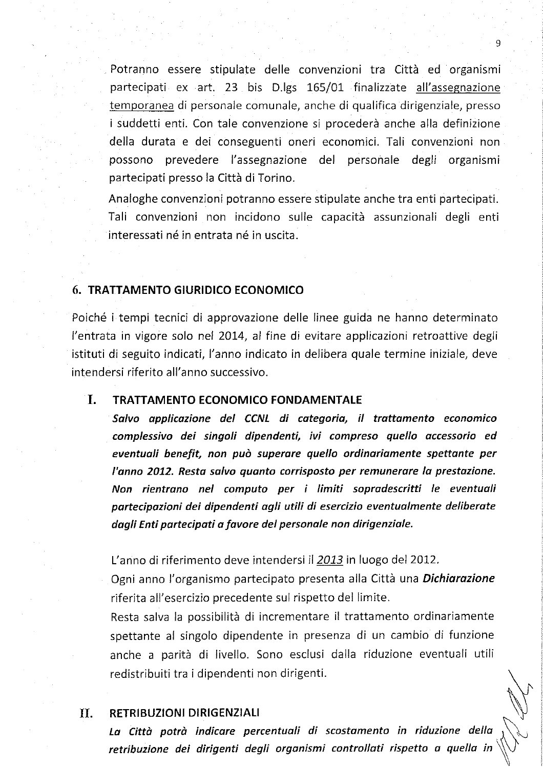Potranno essere stipulate delle convenzioni tra Città ed organismi partecipati ex art. 23 bis D.lgs 165/01 finalizzate all'assegnazione temporanea di personale comunale, anche di qualifica dirigenziale, presso i suddetti enti. Con tale convenzione si procederà anche alla definizione della durata e dei conseguenti oneri economici. Tali convenzioni non possono prevedere l'assegnazione del personale degli organismi partecipati presso la Città di Torino.

Analoghe convenzioni potranno essere stipulate anche tra enti partecipati. Tali convenzioni non incidono sulle capacità assunzionali degli enti interessati né in entrata né in uscita.

## 6. TRATTAMENTO GIURIDICO ECONOMICO

Poiché i tempi tecnici di approvazione delle linee guida ne hanno determinato l'entrata in vigore solo nel 2014, al fine di evitare applicazioni retroattive degli istituti di seguito indicati, l'anno indicato in delibera quale termine iniziale, deve intendersi riferito all'anno successivo.

### I. TRATTAMENTO ECONOMICO FONDAMENTALE

***Salvo applicazione del CCNL di categoria, il trattamento economico complessivo dei singoli dipendenti, ivi compreso quello accessorio ed eventuali benefit, non può superare quello ordinariamente spettante per l'anno 2012. Resta salvo quanto corrisposto per remunerare la prestazione. Non rientrano nel computo per i limiti sopradescritti le eventuali partecipazioni dei dipendenti agli utili di esercizio eventualmente deliberate dagli Enti partecipati a favore del personale non dirigenziale.***

L'anno di riferimento deve intendersi il 2013 in luogo del 2012.

Ogni anno l'organismo partecipato presenta alla Città una ***Dichiarazione*** riferita all'esercizio precedente sul rispetto del limite.

Resta salva la possibilità di incrementare il trattamento ordinariamente spettante al singolo dipendente in presenza di un cambio di funzione anche a parità di livello. Sono esclusi dalla riduzione eventuali utili redistribuiti tra i dipendenti non dirigenti.

### II. RETRIBUZIONI DIRIGENZIALI

***La Città potrà indicare percentuali di scostamento in riduzione della retribuzione dei dirigenti degli organismi controllati rispetto a quella in***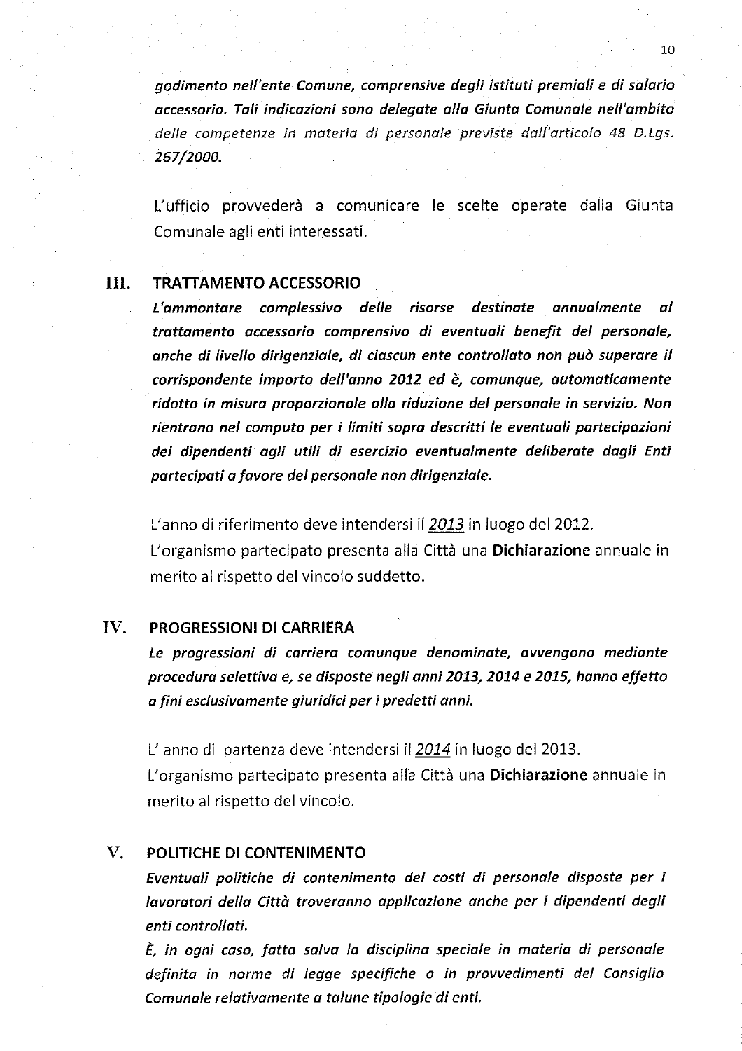***godimento nell'ente Comune, comprensive degli istituti premiali e di salario accessorio. Tali indicazioni sono delegate alla Giunta Comunale nell'ambito delle competenze in materia di personale previste dall'articolo 48 D.Lgs. 267/2000.***

L'ufficio provvederà a comunicare le scelte operate dalla Giunta Comunale agli enti interessati.

## III. TRATTAMENTO ACCESSORIO

***L'ammontare complessivo delle risorse destinate annualmente al trattamento accessorio comprensivo di eventuali benefit del personale, anche di livello dirigenziale, di ciascun ente controllato non può superare il corrispondente importo dell'anno 2012 ed è, comunque, automaticamente ridotto in misura proporzionale alla riduzione del personale in servizio. Non rientrano nel computo per i limiti sopra descritti le eventuali partecipazioni dei dipendenti agli utili di esercizio eventualmente deliberate dagli Enti partecipati a favore del personale non dirigenziale.***

L'anno di riferimento deve intendersi il *2013* in luogo del 2012.
L'organismo partecipato presenta alla Città una **Dichiarazione** annuale in merito al rispetto del vincolo suddetto.

## IV. PROGRESSIONI DI CARRIERA

***Le progressioni di carriera comunque denominate, avvengono mediante procedura selettiva e, se disposte negli anni 2013, 2014 e 2015, hanno effetto a fini esclusivamente giuridici per i predetti anni.***

L' anno di partenza deve intendersi il *2014* in luogo del 2013.
L'organismo partecipato presenta alla Città una **Dichiarazione** annuale in merito al rispetto del vincolo.

## V. POLITICHE DI CONTENIMENTO

***Eventuali politiche di contenimento dei costi di personale disposte per i lavoratori della Città troveranno applicazione anche per i dipendenti degli enti controllati.***
***È, in ogni caso, fatta salva la disciplina speciale in materia di personale definita in norme di legge specifiche o in provvedimenti del Consiglio Comunale relativamente a talune tipologie di enti.***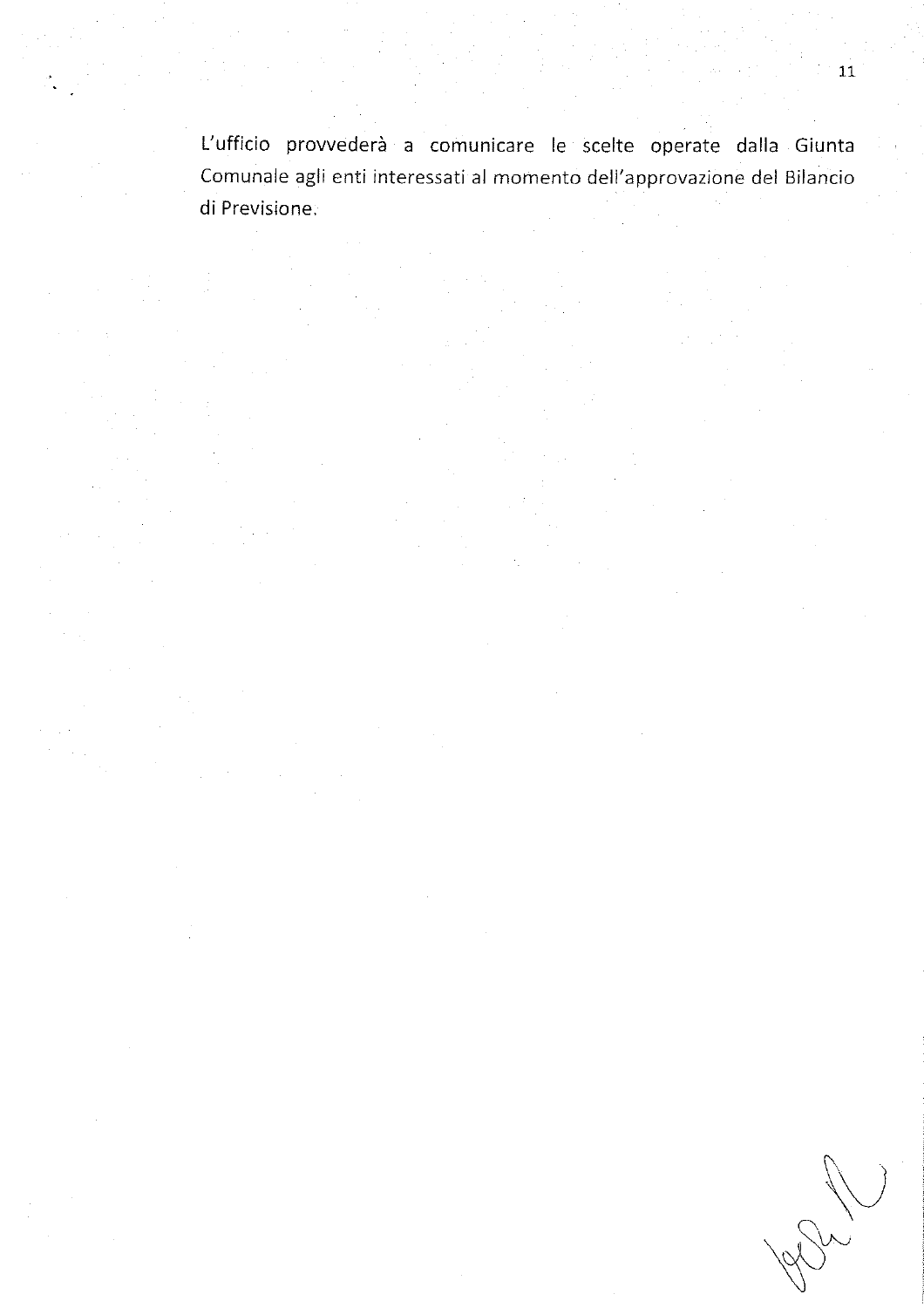L'ufficio provvederà a comunicare le scelte operate dalla Giunta Comunale agli enti interessati al momento dell'approvazione del Bilancio di Previsione.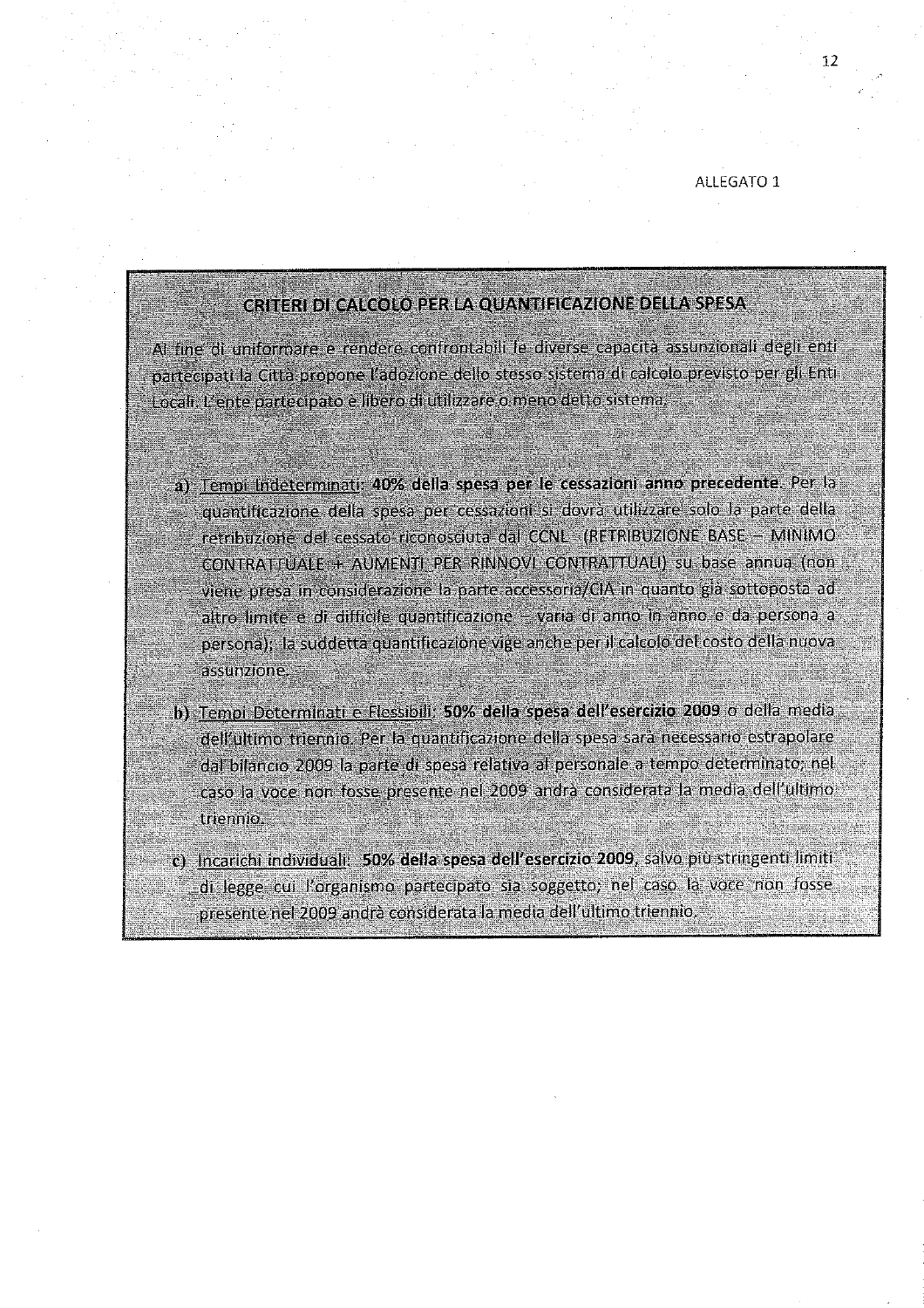ALLEGATO 1

## CRITERI DI CALCOLO PER LA QUANTIFICAZIONE DELLA SPESA

Al fine di uniformare e rendere confrontabili le diverse capacità assunzionali degli enti partecipati la Città propone l'adozione dello stesso sistema di calcolo previsto per gli Enti Locali. L'ente partecipato è libero di utilizzare o meno detto sistema.

a) Tempi Indeterminati: **40% della spesa per le cessazioni anno precedente**. Per la quantificazione della spesa per cessazioni si dovrà utilizzare solo la parte della retribuzione del cessato riconosciuta dal CCNL (RETRIBUZIONE BASE – MINIMO CONTRATTUALE + AUMENTI PER RINNOVI CONTRATTUALI) su base annua (non viene presa in considerazione la parte accessoria/CIA in quanto già sottoposta ad altro limite e di difficile quantificazione – varia di anno in anno e da persona a persona); la suddetta quantificazione vige anche per il calcolo del costo della nuova assunzione.

b) Tempi Determinati e Flessibili: **50% della spesa dell'esercizio 2009** o della media dell'ultimo triennio. Per la quantificazione della spesa sarà necessario estrapolare dal bilancio 2009 la parte di spesa relativa al personale a tempo determinato; nel caso la voce non fosse presente nel 2009 andrà considerata la media dell'ultimo triennio.

c) Incarichi individuali: **50% della spesa dell'esercizio 2009**, salvo più stringenti limiti di legge cui l'organismo partecipato sia soggetto; nel caso la voce non fosse presente nel 2009 andrà considerata la media dell'ultimo triennio.